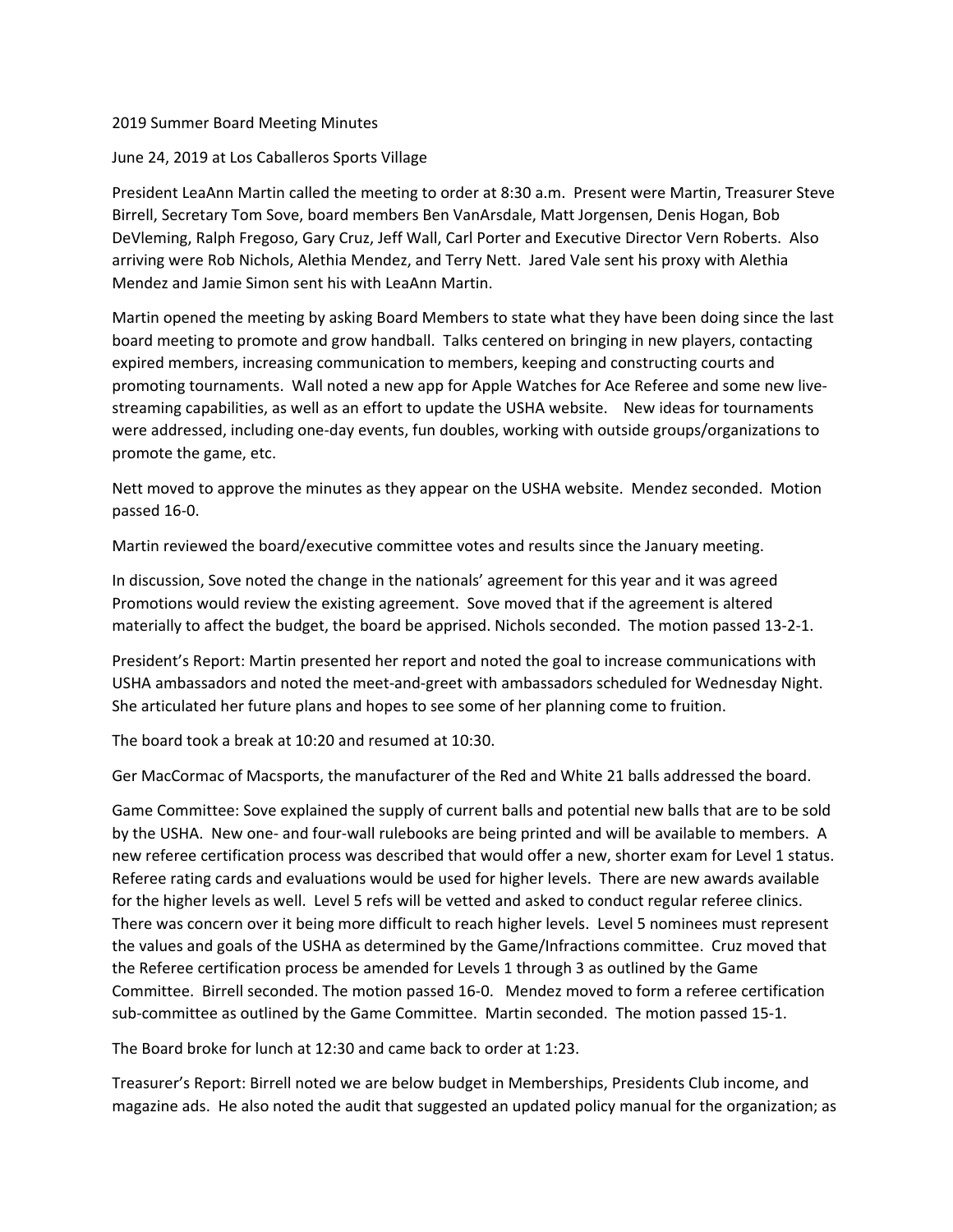2019 Summer Board Meeting Minutes

June 24, 2019 at Los Caballeros Sports Village

President LeaAnn Martin called the meeting to order at 8:30 a.m. Present were Martin, Treasurer Steve Birrell, Secretary Tom Sove, board members Ben VanArsdale, Matt Jorgensen, Denis Hogan, Bob DeVleming, Ralph Fregoso, Gary Cruz, Jeff Wall, Carl Porter and Executive Director Vern Roberts. Also arriving were Rob Nichols, Alethia Mendez, and Terry Nett. Jared Vale sent his proxy with Alethia Mendez and Jamie Simon sent his with LeaAnn Martin.

Martin opened the meeting by asking Board Members to state what they have been doing since the last board meeting to promote and grow handball. Talks centered on bringing in new players, contacting expired members, increasing communication to members, keeping and constructing courts and promoting tournaments. Wall noted a new app for Apple Watches for Ace Referee and some new live-streaming capabilities, as well as an effort to update the USHA website. New ideas for tournaments were addressed, including one-day events, fun doubles, working with outside groups/organizations to promote the game, etc.

Nett moved to approve the minutes as they appear on the USHA website. Mendez seconded. Motion passed 16-0.

Martin reviewed the board/executive committee votes and results since the January meeting.

In discussion, Sove noted the change in the nationals' agreement for this year and it was agreed Promotions would review the existing agreement. Sove moved that if the agreement is altered materially to affect the budget, the board be apprised. Nichols seconded. The motion passed 13-2-1.

President's Report: Martin presented her report and noted the goal to increase communications with USHA ambassadors and noted the meet-and-greet with ambassadors scheduled for Wednesday Night. She articulated her future plans and hopes to see some of her planning come to fruition.

The board took a break at 10:20 and resumed at 10:30.

Ger MacCormac of Macsports, the manufacturer of the Red and White 21 balls addressed the board.

Game Committee: Sove explained the supply of current balls and potential new balls that are to be sold by the USHA. New one- and four-wall rulebooks are being printed and will be available to members. A new referee certification process was described that would offer a new, shorter exam for Level 1 status. Referee rating cards and evaluations would be used for higher levels. There are new awards available for the higher levels as well. Level 5 refs will be vetted and asked to conduct regular referee clinics. There was concern over it being more difficult to reach higher levels. Level 5 nominees must represent the values and goals of the USHA as determined by the Game/Infractions committee. Cruz moved that the Referee certification process be amended for Levels 1 through 3 as outlined by the Game Committee. Birrell seconded. The motion passed 16-0. Mendez moved to form a referee certification sub-committee as outlined by the Game Committee. Martin seconded. The motion passed 15-1.

The Board broke for lunch at 12:30 and came back to order at 1:23.

Treasurer's Report: Birrell noted we are below budget in Memberships, Presidents Club income, and magazine ads. He also noted the audit that suggested an updated policy manual for the organization; as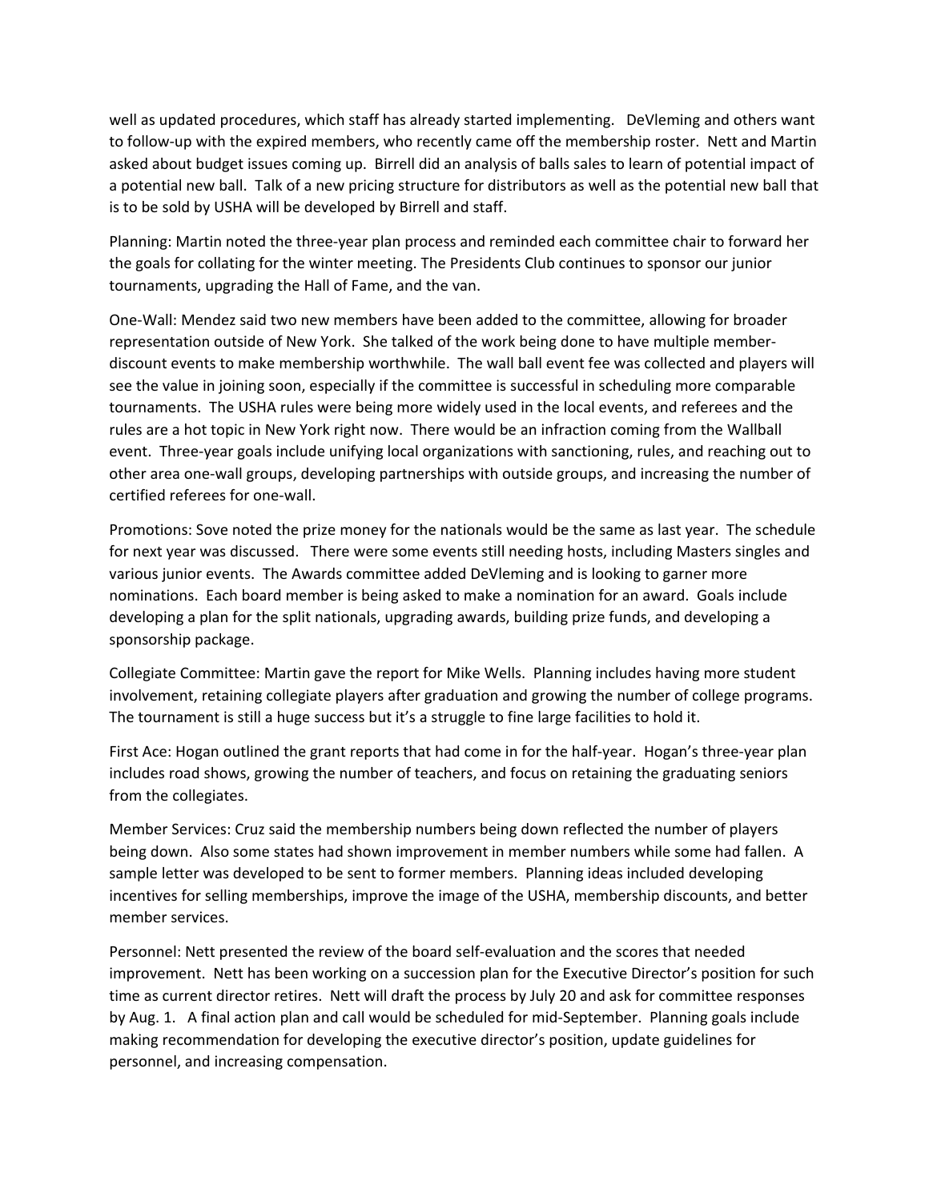well as updated procedures, which staff has already started implementing. DeVleming and others want to follow-up with the expired members, who recently came off the membership roster. Nett and Martin asked about budget issues coming up. Birrell did an analysis of balls sales to learn of potential impact of a potential new ball. Talk of a new pricing structure for distributors as well as the potential new ball that is to be sold by USHA will be developed by Birrell and staff.

Planning: Martin noted the three-year plan process and reminded each committee chair to forward her the goals for collating for the winter meeting. The Presidents Club continues to sponsor our junior tournaments, upgrading the Hall of Fame, and the van.

One-Wall: Mendez said two new members have been added to the committee, allowing for broader representation outside of New York. She talked of the work being done to have multiple member-discount events to make membership worthwhile. The wall ball event fee was collected and players will see the value in joining soon, especially if the committee is successful in scheduling more comparable tournaments. The USHA rules were being more widely used in the local events, and referees and the rules are a hot topic in New York right now. There would be an infraction coming from the Wallball event. Three-year goals include unifying local organizations with sanctioning, rules, and reaching out to other area one-wall groups, developing partnerships with outside groups, and increasing the number of certified referees for one-wall.

Promotions: Sove noted the prize money for the nationals would be the same as last year. The schedule for next year was discussed. There were some events still needing hosts, including Masters singles and various junior events. The Awards committee added DeVleming and is looking to garner more nominations. Each board member is being asked to make a nomination for an award. Goals include developing a plan for the split nationals, upgrading awards, building prize funds, and developing a sponsorship package.

Collegiate Committee: Martin gave the report for Mike Wells. Planning includes having more student involvement, retaining collegiate players after graduation and growing the number of college programs. The tournament is still a huge success but it's a struggle to fine large facilities to hold it.

First Ace: Hogan outlined the grant reports that had come in for the half-year. Hogan's three-year plan includes road shows, growing the number of teachers, and focus on retaining the graduating seniors from the collegiates.

Member Services: Cruz said the membership numbers being down reflected the number of players being down. Also some states had shown improvement in member numbers while some had fallen. A sample letter was developed to be sent to former members. Planning ideas included developing incentives for selling memberships, improve the image of the USHA, membership discounts, and better member services.

Personnel: Nett presented the review of the board self-evaluation and the scores that needed improvement. Nett has been working on a succession plan for the Executive Director's position for such time as current director retires. Nett will draft the process by July 20 and ask for committee responses by Aug. 1. A final action plan and call would be scheduled for mid-September. Planning goals include making recommendation for developing the executive director's position, update guidelines for personnel, and increasing compensation.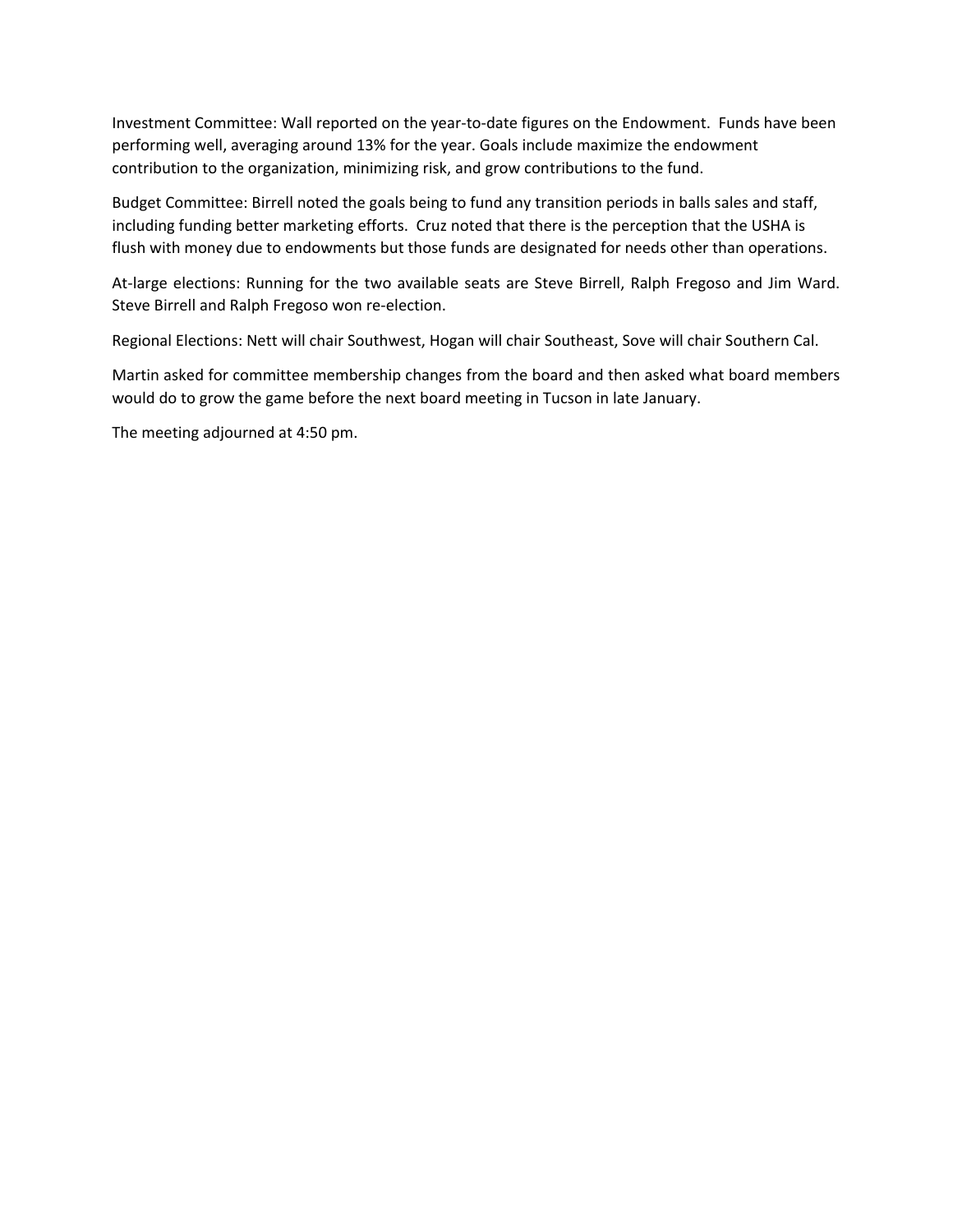Investment Committee: Wall reported on the year-to-date figures on the Endowment. Funds have been performing well, averaging around 13% for the year. Goals include maximize the endowment contribution to the organization, minimizing risk, and grow contributions to the fund.

Budget Committee: Birrell noted the goals being to fund any transition periods in balls sales and staff, including funding better marketing efforts. Cruz noted that there is the perception that the USHA is flush with money due to endowments but those funds are designated for needs other than operations.

At-large elections: Running for the two available seats are Steve Birrell, Ralph Fregoso and Jim Ward. Steve Birrell and Ralph Fregoso won re-election.

Regional Elections: Nett will chair Southwest, Hogan will chair Southeast, Sove will chair Southern Cal.

Martin asked for committee membership changes from the board and then asked what board members would do to grow the game before the next board meeting in Tucson in late January.

The meeting adjourned at 4:50 pm.